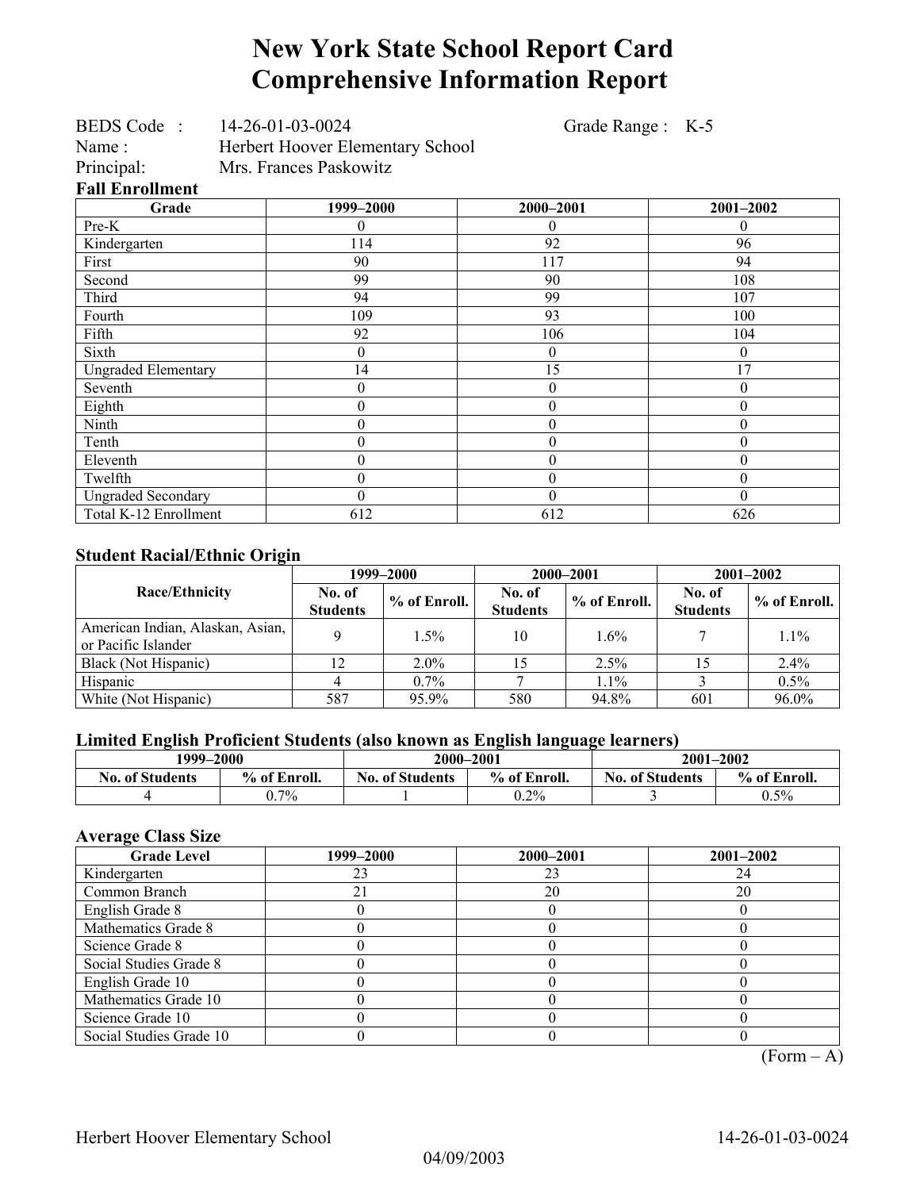# New York State School Report Card
# Comprehensive Information Report

BEDS Code : 14-26-01-03-0024 Grade Range : K-5
Name : Herbert Hoover Elementary School
Principal: Mrs. Frances Paskowitz

### Fall Enrollment

| Grade | 1999–2000 | 2000–2001 | 2001–2002 |
|---|---|---|---|
| Pre-K | 0 | 0 | 0 |
| Kindergarten | 114 | 92 | 96 |
| First | 90 | 117 | 94 |
| Second | 99 | 90 | 108 |
| Third | 94 | 99 | 107 |
| Fourth | 109 | 93 | 100 |
| Fifth | 92 | 106 | 104 |
| Sixth | 0 | 0 | 0 |
| Ungraded Elementary | 14 | 15 | 17 |
| Seventh | 0 | 0 | 0 |
| Eighth | 0 | 0 | 0 |
| Ninth | 0 | 0 | 0 |
| Tenth | 0 | 0 | 0 |
| Eleventh | 0 | 0 | 0 |
| Twelfth | 0 | 0 | 0 |
| Ungraded Secondary | 0 | 0 | 0 |
| Total K-12 Enrollment | 612 | 612 | 626 |

### Student Racial/Ethnic Origin

| Race/Ethnicity | 1999–2000 | | 2000–2001 | | 2001–2002 | |
|---|---|---|---|---|---|---|
| | No. of Students | % of Enroll. | No. of Students | % of Enroll. | No. of Students | % of Enroll. |
| American Indian, Alaskan, Asian, or Pacific Islander | 9 | 1.5% | 10 | 1.6% | 7 | 1.1% |
| Black (Not Hispanic) | 12 | 2.0% | 15 | 2.5% | 15 | 2.4% |
| Hispanic | 4 | 0.7% | 7 | 1.1% | 3 | 0.5% |
| White (Not Hispanic) | 587 | 95.9% | 580 | 94.8% | 601 | 96.0% |

### Limited English Proficient Students (also known as English language learners)

| 1999–2000 | | 2000–2001 | | 2001–2002 | |
|---|---|---|---|---|---|
| No. of Students | % of Enroll. | No. of Students | % of Enroll. | No. of Students | % of Enroll. |
| 4 | 0.7% | 1 | 0.2% | 3 | 0.5% |

### Average Class Size

| Grade Level | 1999–2000 | 2000–2001 | 2001–2002 |
|---|---|---|---|
| Kindergarten | 23 | 23 | 24 |
| Common Branch | 21 | 20 | 20 |
| English Grade 8 | 0 | 0 | 0 |
| Mathematics Grade 8 | 0 | 0 | 0 |
| Science Grade 8 | 0 | 0 | 0 |
| Social Studies Grade 8 | 0 | 0 | 0 |
| English Grade 10 | 0 | 0 | 0 |
| Mathematics Grade 10 | 0 | 0 | 0 |
| Science Grade 10 | 0 | 0 | 0 |
| Social Studies Grade 10 | 0 | 0 | 0 |

(Form – A)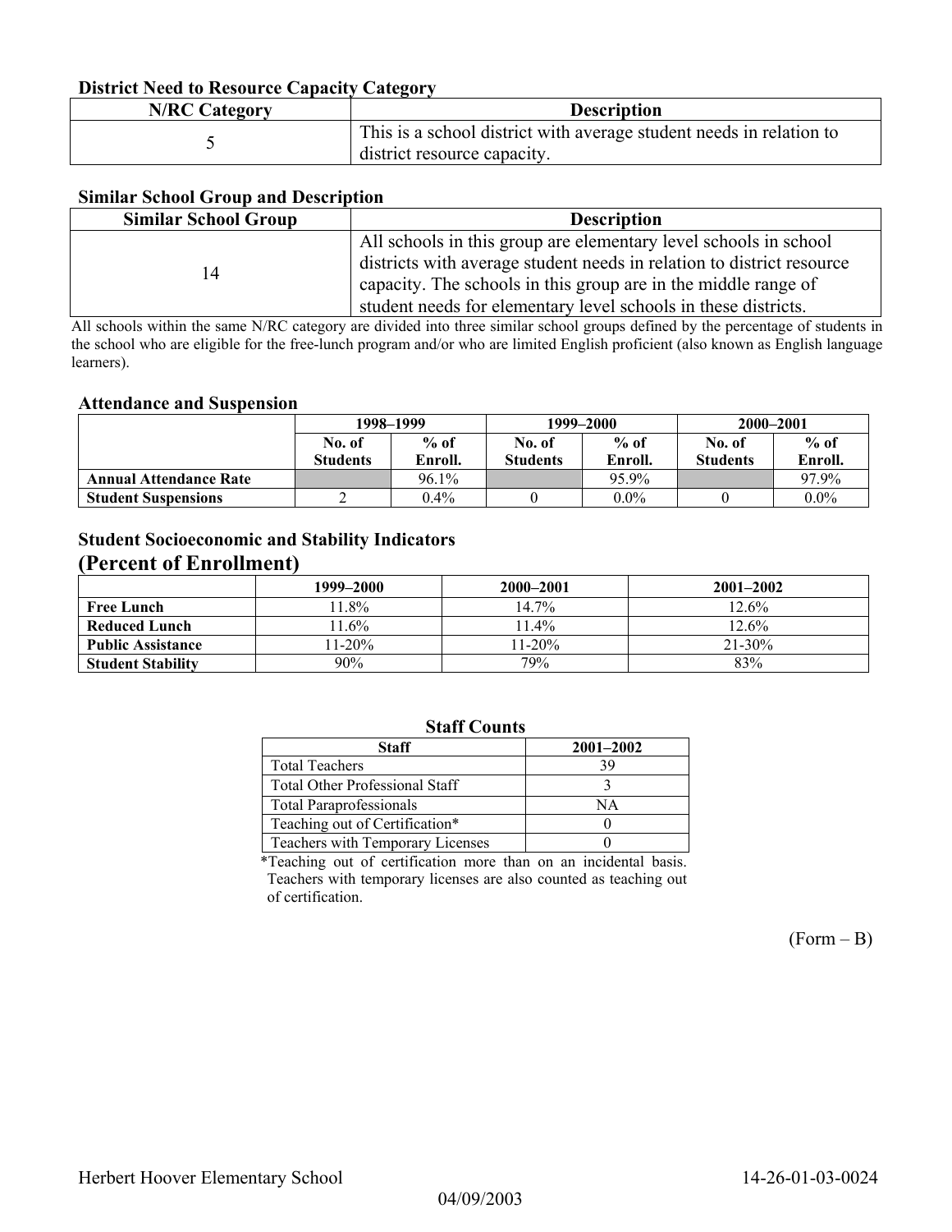### District Need to Resource Capacity Category

| N/RC Category | Description |
| --- | --- |
| 5 | This is a school district with average student needs in relation to district resource capacity. |

### Similar School Group and Description

| Similar School Group | Description |
| --- | --- |
| 14 | All schools in this group are elementary level schools in school districts with average student needs in relation to district resource capacity. The schools in this group are in the middle range of student needs for elementary level schools in these districts. |

All schools within the same N/RC category are divided into three similar school groups defined by the percentage of students in the school who are eligible for the free-lunch program and/or who are limited English proficient (also known as English language learners).

### Attendance and Suspension

| | 1998–1999 | | 1999–2000 | | 2000–2001 | |
| --- | --- | --- | --- | --- | --- | --- |
| | No. of Students | % of Enroll. | No. of Students | % of Enroll. | No. of Students | % of Enroll. |
| **Annual Attendance Rate** | | 96.1% | | 95.9% | | 97.9% |
| **Student Suspensions** | 2 | 0.4% | 0 | 0.0% | 0 | 0.0% |

### Student Socioeconomic and Stability Indicators (Percent of Enrollment)

| | 1999–2000 | 2000–2001 | 2001–2002 |
| --- | --- | --- | --- |
| **Free Lunch** | 11.8% | 14.7% | 12.6% |
| **Reduced Lunch** | 11.6% | 11.4% | 12.6% |
| **Public Assistance** | 11-20% | 11-20% | 21-30% |
| **Student Stability** | 90% | 79% | 83% |

### Staff Counts

| Staff | 2001–2002 |
| --- | --- |
| Total Teachers | 39 |
| Total Other Professional Staff | 3 |
| Total Paraprofessionals | NA |
| Teaching out of Certification* | 0 |
| Teachers with Temporary Licenses | 0 |

*Teaching out of certification more than on an incidental basis. Teachers with temporary licenses are also counted as teaching out of certification.

(Form – B)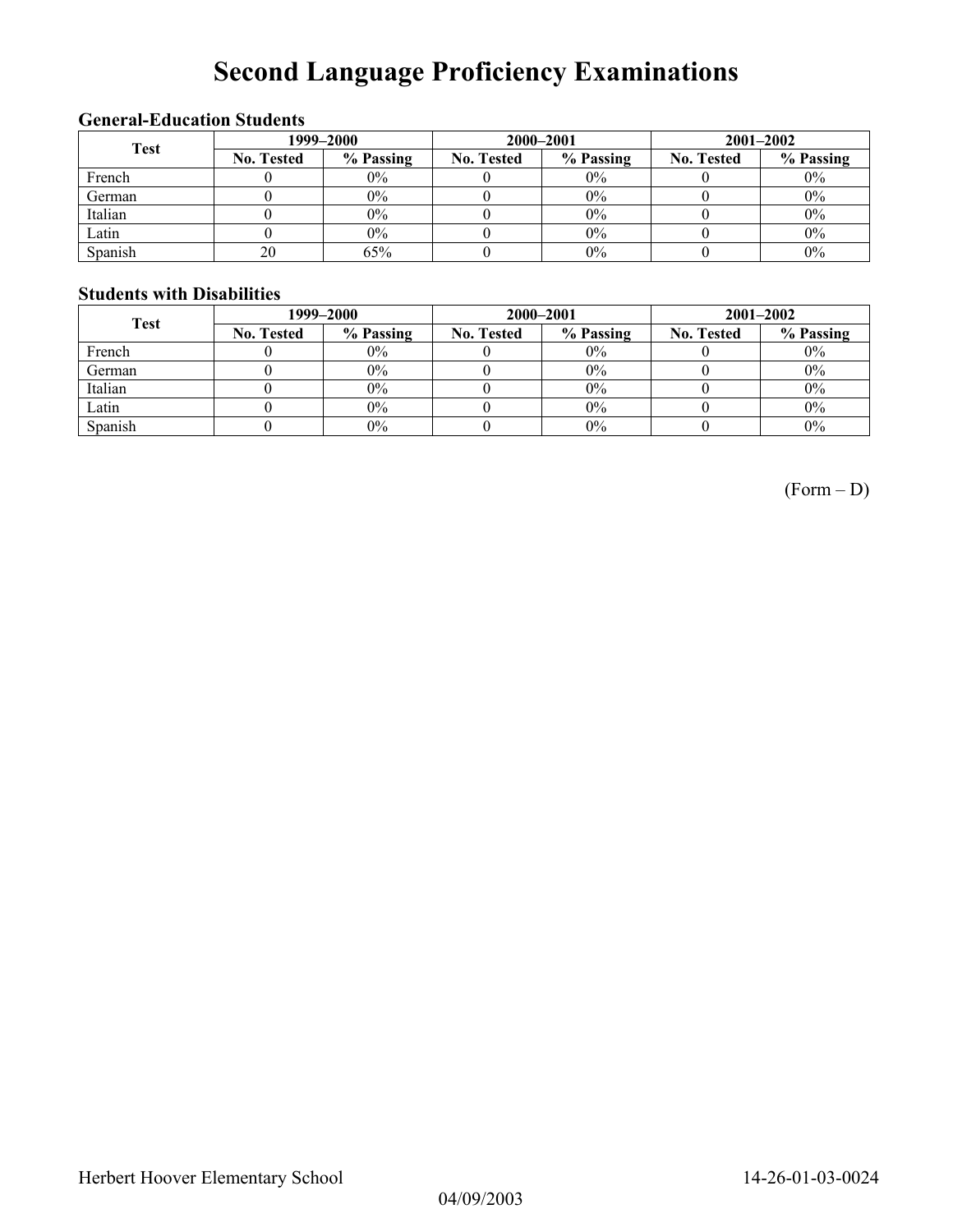# Second Language Proficiency Examinations

### General-Education Students

| Test | 1999–2000 | | 2000–2001 | | 2001–2002 | |
|---|---|---|---|---|---|---|
| | No. Tested | % Passing | No. Tested | % Passing | No. Tested | % Passing |
| French | 0 | 0% | 0 | 0% | 0 | 0% |
| German | 0 | 0% | 0 | 0% | 0 | 0% |
| Italian | 0 | 0% | 0 | 0% | 0 | 0% |
| Latin | 0 | 0% | 0 | 0% | 0 | 0% |
| Spanish | 20 | 65% | 0 | 0% | 0 | 0% |

### Students with Disabilities

| Test | 1999–2000 | | 2000–2001 | | 2001–2002 | |
|---|---|---|---|---|---|---|
| | No. Tested | % Passing | No. Tested | % Passing | No. Tested | % Passing |
| French | 0 | 0% | 0 | 0% | 0 | 0% |
| German | 0 | 0% | 0 | 0% | 0 | 0% |
| Italian | 0 | 0% | 0 | 0% | 0 | 0% |
| Latin | 0 | 0% | 0 | 0% | 0 | 0% |
| Spanish | 0 | 0% | 0 | 0% | 0 | 0% |

(Form – D)

Herbert Hoover Elementary School 14-26-01-03-0024

04/09/2003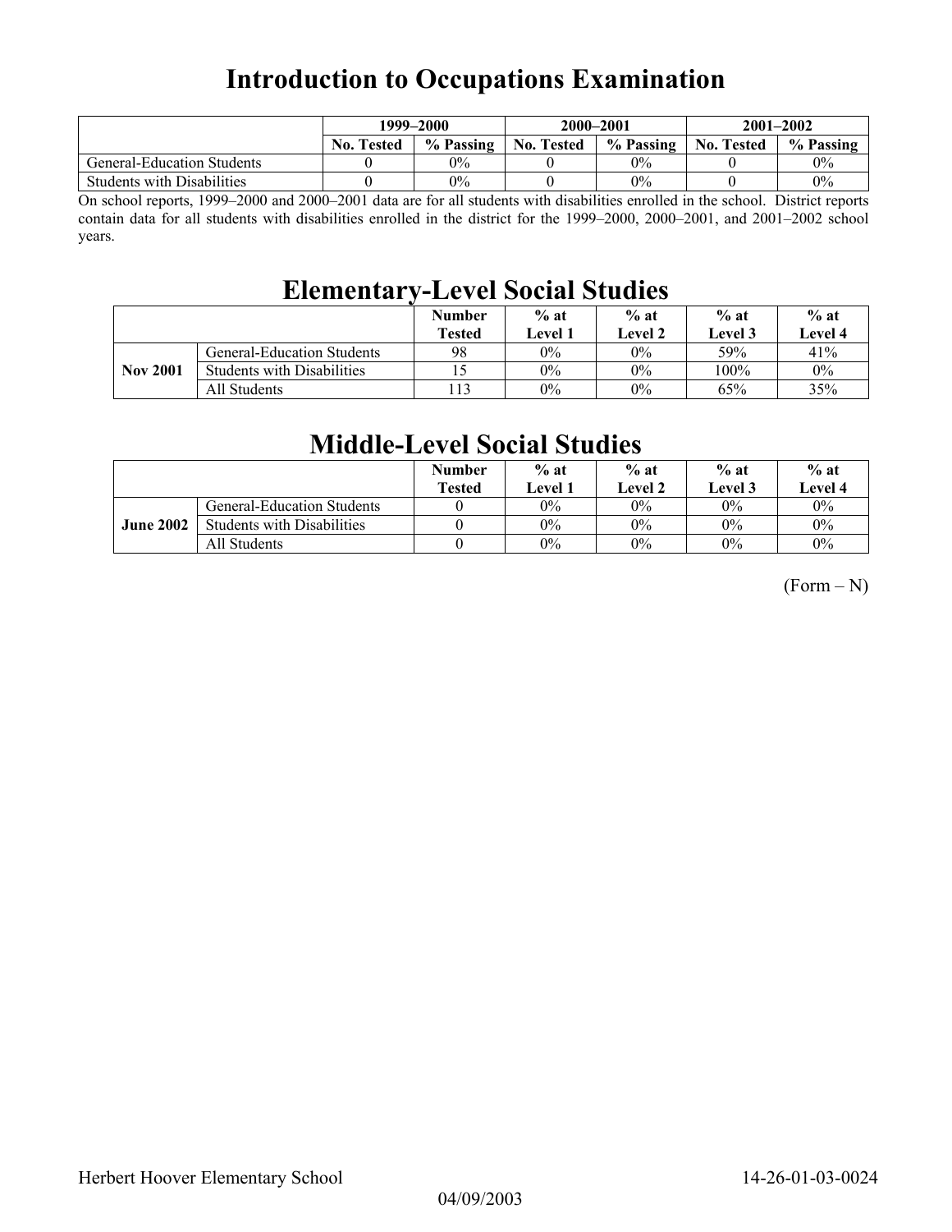# Introduction to Occupations Examination

| | 1999–2000 | | 2000–2001 | | 2001–2002 | |
|---|---|---|---|---|---|---|
| | No. Tested | % Passing | No. Tested | % Passing | No. Tested | % Passing |
| General-Education Students | 0 | 0% | 0 | 0% | 0 | 0% |
| Students with Disabilities | 0 | 0% | 0 | 0% | 0 | 0% |

On school reports, 1999–2000 and 2000–2001 data are for all students with disabilities enrolled in the school. District reports contain data for all students with disabilities enrolled in the district for the 1999–2000, 2000–2001, and 2001–2002 school years.

# Elementary-Level Social Studies

| | | Number Tested | % at Level 1 | % at Level 2 | % at Level 3 | % at Level 4 |
|---|---|---|---|---|---|---|
| Nov 2001 | General-Education Students | 98 | 0% | 0% | 59% | 41% |
| | Students with Disabilities | 15 | 0% | 0% | 100% | 0% |
| | All Students | 113 | 0% | 0% | 65% | 35% |

# Middle-Level Social Studies

| | | Number Tested | % at Level 1 | % at Level 2 | % at Level 3 | % at Level 4 |
|---|---|---|---|---|---|---|
| June 2002 | General-Education Students | 0 | 0% | 0% | 0% | 0% |
| | Students with Disabilities | 0 | 0% | 0% | 0% | 0% |
| | All Students | 0 | 0% | 0% | 0% | 0% |

(Form – N)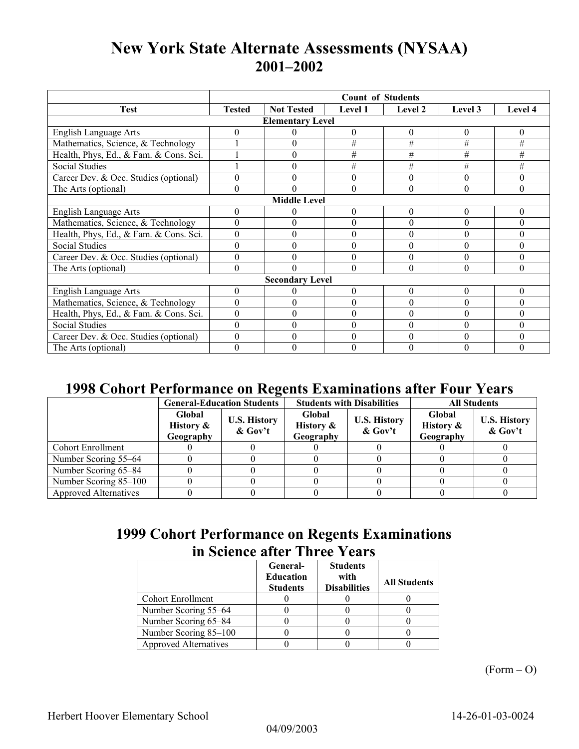# New York State Alternate Assessments (NYSAA) 2001–2002

| | Count of Students | | | | | |
|---|---|---|---|---|---|---|
| **Test** | **Tested** | **Not Tested** | **Level 1** | **Level 2** | **Level 3** | **Level 4** |
| **Elementary Level** | | | | | | |
| English Language Arts | 0 | 0 | 0 | 0 | 0 | 0 |
| Mathematics, Science, & Technology | 1 | 0 | # | # | # | # |
| Health, Phys, Ed., & Fam. & Cons. Sci. | 1 | 0 | # | # | # | # |
| Social Studies | 1 | 0 | # | # | # | # |
| Career Dev. & Occ. Studies (optional) | 0 | 0 | 0 | 0 | 0 | 0 |
| The Arts (optional) | 0 | 0 | 0 | 0 | 0 | 0 |
| **Middle Level** | | | | | | |
| English Language Arts | 0 | 0 | 0 | 0 | 0 | 0 |
| Mathematics, Science, & Technology | 0 | 0 | 0 | 0 | 0 | 0 |
| Health, Phys, Ed., & Fam. & Cons. Sci. | 0 | 0 | 0 | 0 | 0 | 0 |
| Social Studies | 0 | 0 | 0 | 0 | 0 | 0 |
| Career Dev. & Occ. Studies (optional) | 0 | 0 | 0 | 0 | 0 | 0 |
| The Arts (optional) | 0 | 0 | 0 | 0 | 0 | 0 |
| **Secondary Level** | | | | | | |
| English Language Arts | 0 | 0 | 0 | 0 | 0 | 0 |
| Mathematics, Science, & Technology | 0 | 0 | 0 | 0 | 0 | 0 |
| Health, Phys, Ed., & Fam. & Cons. Sci. | 0 | 0 | 0 | 0 | 0 | 0 |
| Social Studies | 0 | 0 | 0 | 0 | 0 | 0 |
| Career Dev. & Occ. Studies (optional) | 0 | 0 | 0 | 0 | 0 | 0 |
| The Arts (optional) | 0 | 0 | 0 | 0 | 0 | 0 |

## 1998 Cohort Performance on Regents Examinations after Four Years

| | General-Education Students | | Students with Disabilities | | All Students | |
|---|---|---|---|---|---|---|
| | **Global History & Geography** | **U.S. History & Gov't** | **Global History & Geography** | **U.S. History & Gov't** | **Global History & Geography** | **U.S. History & Gov't** |
| Cohort Enrollment | 0 | 0 | 0 | 0 | 0 | 0 |
| Number Scoring 55–64 | 0 | 0 | 0 | 0 | 0 | 0 |
| Number Scoring 65–84 | 0 | 0 | 0 | 0 | 0 | 0 |
| Number Scoring 85–100 | 0 | 0 | 0 | 0 | 0 | 0 |
| Approved Alternatives | 0 | 0 | 0 | 0 | 0 | 0 |

## 1999 Cohort Performance on Regents Examinations in Science after Three Years

| | General-Education Students | Students with Disabilities | All Students |
|---|---|---|---|
| Cohort Enrollment | 0 | 0 | 0 |
| Number Scoring 55–64 | 0 | 0 | 0 |
| Number Scoring 65–84 | 0 | 0 | 0 |
| Number Scoring 85–100 | 0 | 0 | 0 |
| Approved Alternatives | 0 | 0 | 0 |

(Form – O)